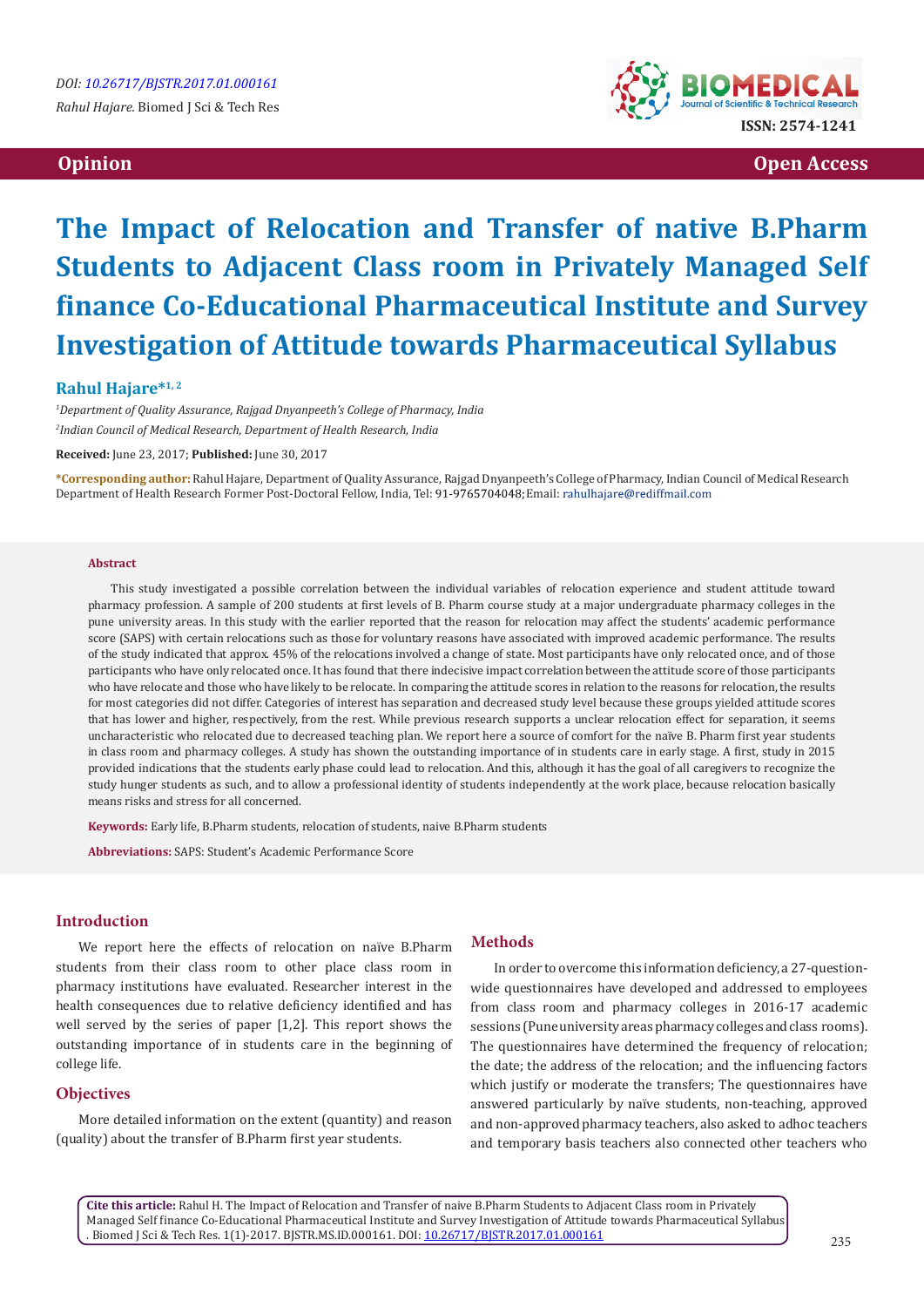Opinion

Open Access

# The Impact of Relocation and Transfer of native B.Pharm Students to Adjacent Class room in Privately Managed Self finance Co-Educational Pharmaceutical Institute and Survey Investigation of Attitude towards Pharmaceutical Syllabus

**Rahul Hajare*[1, 2]**

*[1]Department of Quality Assurance, Rajgad Dnyanpeeth's College of Pharmacy, India*

*[2]Indian Council of Medical Research, Department of Health Research, India*

**Received:** June 23, 2017; **Published:** June 30, 2017

**\*Corresponding author:** Rahul Hajare, Department of Quality Assurance, Rajgad Dnyanpeeth's College of Pharmacy, Indian Council of Medical Research Department of Health Research Former Post-Doctoral Fellow, India, Tel: 91-9765704048; Email: rahulhajare@rediffmail.com

## Abstract

This study investigated a possible correlation between the individual variables of relocation experience and student attitude toward pharmacy profession. A sample of 200 students at first levels of B. Pharm course study at a major undergraduate pharmacy colleges in the pune university areas. In this study with the earlier reported that the reason for relocation may affect the students' academic performance score (SAPS) with certain relocations such as those for voluntary reasons have associated with improved academic performance. The results of the study indicated that approx. 45% of the relocations involved a change of state. Most participants have only relocated once, and of those participants who have only relocated once. It has found that there indecisive impact correlation between the attitude score of those participants who have relocate and those who have likely to be relocate. In comparing the attitude scores in relation to the reasons for relocation, the results for most categories did not differ. Categories of interest has separation and decreased study level because these groups yielded attitude scores that has lower and higher, respectively, from the rest. While previous research supports a unclear relocation effect for separation, it seems uncharacteristic who relocated due to decreased teaching plan. We report here a source of comfort for the naïve B. Pharm first year students in class room and pharmacy colleges. A study has shown the outstanding importance of in students care in early stage. A first, study in 2015 provided indications that the students early phase could lead to relocation. And this, although it has the goal of all caregivers to recognize the study hunger students as such, and to allow a professional identity of students independently at the work place, because relocation basically means risks and stress for all concerned.

**Keywords:** Early life, B.Pharm students, relocation of students, naive B.Pharm students

**Abbreviations:** SAPS: Student's Academic Performance Score

## Introduction

We report here the effects of relocation on naïve B.Pharm students from their class room to other place class room in pharmacy institutions have evaluated. Researcher interest in the health consequences due to relative deficiency identified and has well served by the series of paper [1,2]. This report shows the outstanding importance of in students care in the beginning of college life.

## Objectives

More detailed information on the extent (quantity) and reason (quality) about the transfer of B.Pharm first year students.

## Methods

In order to overcome this information deficiency, a 27-question-wide questionnaires have developed and addressed to employees from class room and pharmacy colleges in 2016-17 academic sessions (Pune university areas pharmacy colleges and class rooms). The questionnaires have determined the frequency of relocation; the date; the address of the relocation; and the influencing factors which justify or moderate the transfers; The questionnaires have answered particularly by naïve students, non-teaching, approved and non-approved pharmacy teachers, also asked to adhoc teachers and temporary basis teachers also connected other teachers who

**Cite this article:** Rahul H. The Impact of Relocation and Transfer of naive B.Pharm Students to Adjacent Class room in Privately Managed Self finance Co-Educational Pharmaceutical Institute and Survey Investigation of Attitude towards Pharmaceutical Syllabus . Biomed J Sci & Tech Res. 1(1)-2017. BJSTR.MS.ID.000161. DOI: 10.26717/BJSTR.2017.01.000161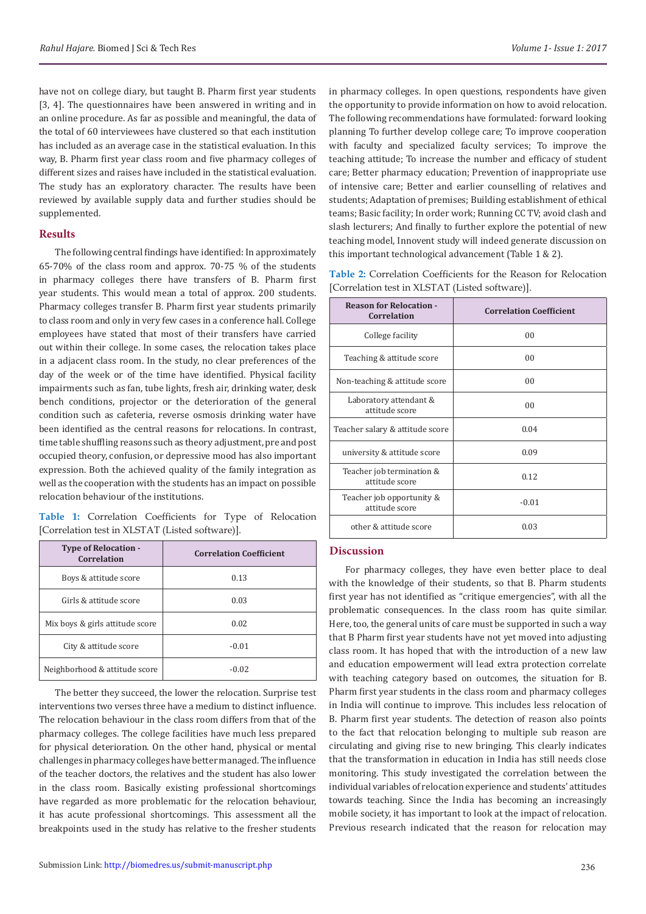have not on college diary, but taught B. Pharm first year students [3, 4]. The questionnaires have been answered in writing and in an online procedure. As far as possible and meaningful, the data of the total of 60 interviewees have clustered so that each institution has included as an average case in the statistical evaluation. In this way, B. Pharm first year class room and five pharmacy colleges of different sizes and raises have included in the statistical evaluation. The study has an exploratory character. The results have been reviewed by available supply data and further studies should be supplemented.

## Results

The following central findings have identified: In approximately 65-70% of the class room and approx. 70-75 % of the students in pharmacy colleges there have transfers of B. Pharm first year students. This would mean a total of approx. 200 students. Pharmacy colleges transfer B. Pharm first year students primarily to class room and only in very few cases in a conference hall. College employees have stated that most of their transfers have carried out within their college. In some cases, the relocation takes place in a adjacent class room. In the study, no clear preferences of the day of the week or of the time have identified. Physical facility impairments such as fan, tube lights, fresh air, drinking water, desk bench conditions, projector or the deterioration of the general condition such as cafeteria, reverse osmosis drinking water have been identified as the central reasons for relocations. In contrast, time table shuffling reasons such as theory adjustment, pre and post occupied theory, confusion, or depressive mood has also important expression. Both the achieved quality of the family integration as well as the cooperation with the students has an impact on possible relocation behaviour of the institutions.

**Table 1:** Correlation Coefficients for Type of Relocation [Correlation test in XLSTAT (Listed software)].

| Type of Relocation - Correlation | Correlation Coefficient |
|---|---|
| Boys & attitude score | 0.13 |
| Girls & attitude score | 0.03 |
| Mix boys & girls attitude score | 0.02 |
| City & attitude score | -0.01 |
| Neighborhood & attitude score | -0.02 |

The better they succeed, the lower the relocation. Surprise test interventions two verses three have a medium to distinct influence. The relocation behaviour in the class room differs from that of the pharmacy colleges. The college facilities have much less prepared for physical deterioration. On the other hand, physical or mental challenges in pharmacy colleges have better managed. The influence of the teacher doctors, the relatives and the student has also lower in the class room. Basically existing professional shortcomings have regarded as more problematic for the relocation behaviour, it has acute professional shortcomings. This assessment all the breakpoints used in the study has relative to the fresher students in pharmacy colleges. In open questions, respondents have given the opportunity to provide information on how to avoid relocation. The following recommendations have formulated: forward looking planning To further develop college care; To improve cooperation with faculty and specialized faculty services; To improve the teaching attitude; To increase the number and efficacy of student care; Better pharmacy education; Prevention of inappropriate use of intensive care; Better and earlier counselling of relatives and students; Adaptation of premises; Building establishment of ethical teams; Basic facility; In order work; Running CC TV; avoid clash and slash lecturers; And finally to further explore the potential of new teaching model, Innovent study will indeed generate discussion on this important technological advancement (Table 1 & 2).

**Table 2:** Correlation Coefficients for the Reason for Relocation [Correlation test in XLSTAT (Listed software)].

| Reason for Relocation - Correlation | Correlation Coefficient |
|---|---|
| College facility | 00 |
| Teaching & attitude score | 00 |
| Non-teaching & attitude score | 00 |
| Laboratory attendant & attitude score | 00 |
| Teacher salary & attitude score | 0.04 |
| university & attitude score | 0.09 |
| Teacher job termination & attitude score | 0.12 |
| Teacher job opportunity & attitude score | -0.01 |
| other & attitude score | 0.03 |

## Discussion

For pharmacy colleges, they have even better place to deal with the knowledge of their students, so that B. Pharm students first year has not identified as "critique emergencies", with all the problematic consequences. In the class room has quite similar. Here, too, the general units of care must be supported in such a way that B Pharm first year students have not yet moved into adjusting class room. It has hoped that with the introduction of a new law and education empowerment will lead extra protection correlate with teaching category based on outcomes, the situation for B. Pharm first year students in the class room and pharmacy colleges in India will continue to improve. This includes less relocation of B. Pharm first year students. The detection of reason also points to the fact that relocation belonging to multiple sub reason are circulating and giving rise to new bringing. This clearly indicates that the transformation in education in India has still needs close monitoring. This study investigated the correlation between the individual variables of relocation experience and students' attitudes towards teaching. Since the India has becoming an increasingly mobile society, it has important to look at the impact of relocation. Previous research indicated that the reason for relocation may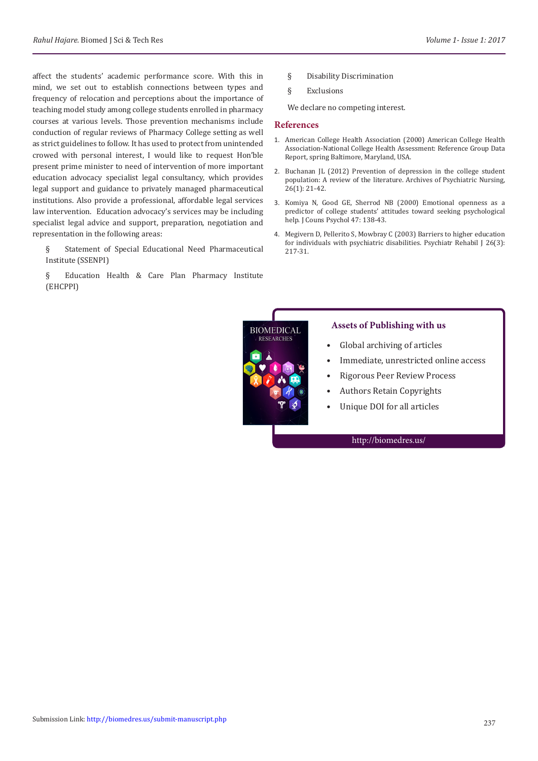affect the students' academic performance score. With this in mind, we set out to establish connections between types and frequency of relocation and perceptions about the importance of teaching model study among college students enrolled in pharmacy courses at various levels. Those prevention mechanisms include conduction of regular reviews of Pharmacy College setting as well as strict guidelines to follow. It has used to protect from unintended crowed with personal interest, I would like to request Hon'ble present prime minister to need of intervention of more important education advocacy specialist legal consultancy, which provides legal support and guidance to privately managed pharmaceutical institutions. Also provide a professional, affordable legal services law intervention. Education advocacy's services may be including specialist legal advice and support, preparation, negotiation and representation in the following areas:

§ Statement of Special Educational Need Pharmaceutical Institute (SSENPI)

§ Education Health & Care Plan Pharmacy Institute (EHCPPI)

§ Disability Discrimination

§ Exclusions

We declare no competing interest.

## References

1. American College Health Association (2000) American College Health Association-National College Health Assessment: Reference Group Data Report, spring Baltimore, Maryland, USA.
2. Buchanan JL (2012) Prevention of depression in the college student population: A review of the literature. Archives of Psychiatric Nursing, 26(1): 21-42.
3. Komiya N, Good GE, Sherrod NB (2000) Emotional openness as a predictor of college students' attitudes toward seeking psychological help. J Couns Psychol 47: 138-43.
4. Megivern D, Pellerito S, Mowbray C (2003) Barriers to higher education for individuals with psychiatric disabilities. Psychiatr Rehabil J 26(3): 217-31.

BIOMEDICAL RESEARCHES

**Assets of Publishing with us**

- Global archiving of articles
- Immediate, unrestricted online access
- Rigorous Peer Review Process
- Authors Retain Copyrights
- Unique DOI for all articles

http://biomedres.us/

Submission Link: http://biomedres.us/submit-manuscript.php